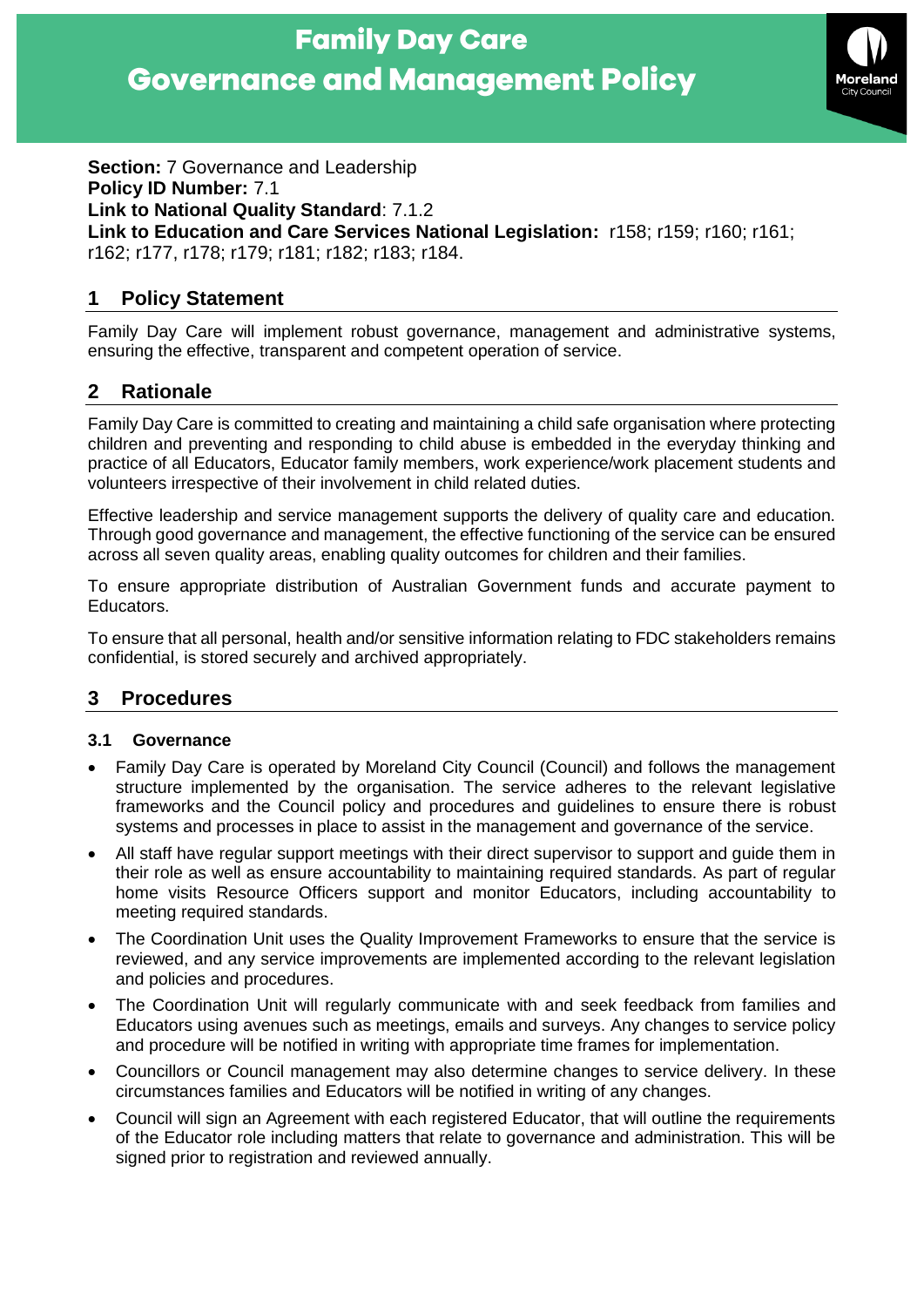# Family Day Care
# Governance and Management Policy

**Section:** 7 Governance and Leadership
**Policy ID Number:** 7.1
**Link to National Quality Standard**: 7.1.2
**Link to Education and Care Services National Legislation:** r158; r159; r160; r161; r162; r177, r178; r179; r181; r182; r183; r184.

## 1 Policy Statement

Family Day Care will implement robust governance, management and administrative systems, ensuring the effective, transparent and competent operation of service.

## 2 Rationale

Family Day Care is committed to creating and maintaining a child safe organisation where protecting children and preventing and responding to child abuse is embedded in the everyday thinking and practice of all Educators, Educator family members, work experience/work placement students and volunteers irrespective of their involvement in child related duties.

Effective leadership and service management supports the delivery of quality care and education. Through good governance and management, the effective functioning of the service can be ensured across all seven quality areas, enabling quality outcomes for children and their families.

To ensure appropriate distribution of Australian Government funds and accurate payment to Educators.

To ensure that all personal, health and/or sensitive information relating to FDC stakeholders remains confidential, is stored securely and archived appropriately.

## 3 Procedures

### 3.1 Governance

- Family Day Care is operated by Moreland City Council (Council) and follows the management structure implemented by the organisation. The service adheres to the relevant legislative frameworks and the Council policy and procedures and guidelines to ensure there is robust systems and processes in place to assist in the management and governance of the service.
- All staff have regular support meetings with their direct supervisor to support and guide them in their role as well as ensure accountability to maintaining required standards. As part of regular home visits Resource Officers support and monitor Educators, including accountability to meeting required standards.
- The Coordination Unit uses the Quality Improvement Frameworks to ensure that the service is reviewed, and any service improvements are implemented according to the relevant legislation and policies and procedures.
- The Coordination Unit will regularly communicate with and seek feedback from families and Educators using avenues such as meetings, emails and surveys. Any changes to service policy and procedure will be notified in writing with appropriate time frames for implementation.
- Councillors or Council management may also determine changes to service delivery. In these circumstances families and Educators will be notified in writing of any changes.
- Council will sign an Agreement with each registered Educator, that will outline the requirements of the Educator role including matters that relate to governance and administration. This will be signed prior to registration and reviewed annually.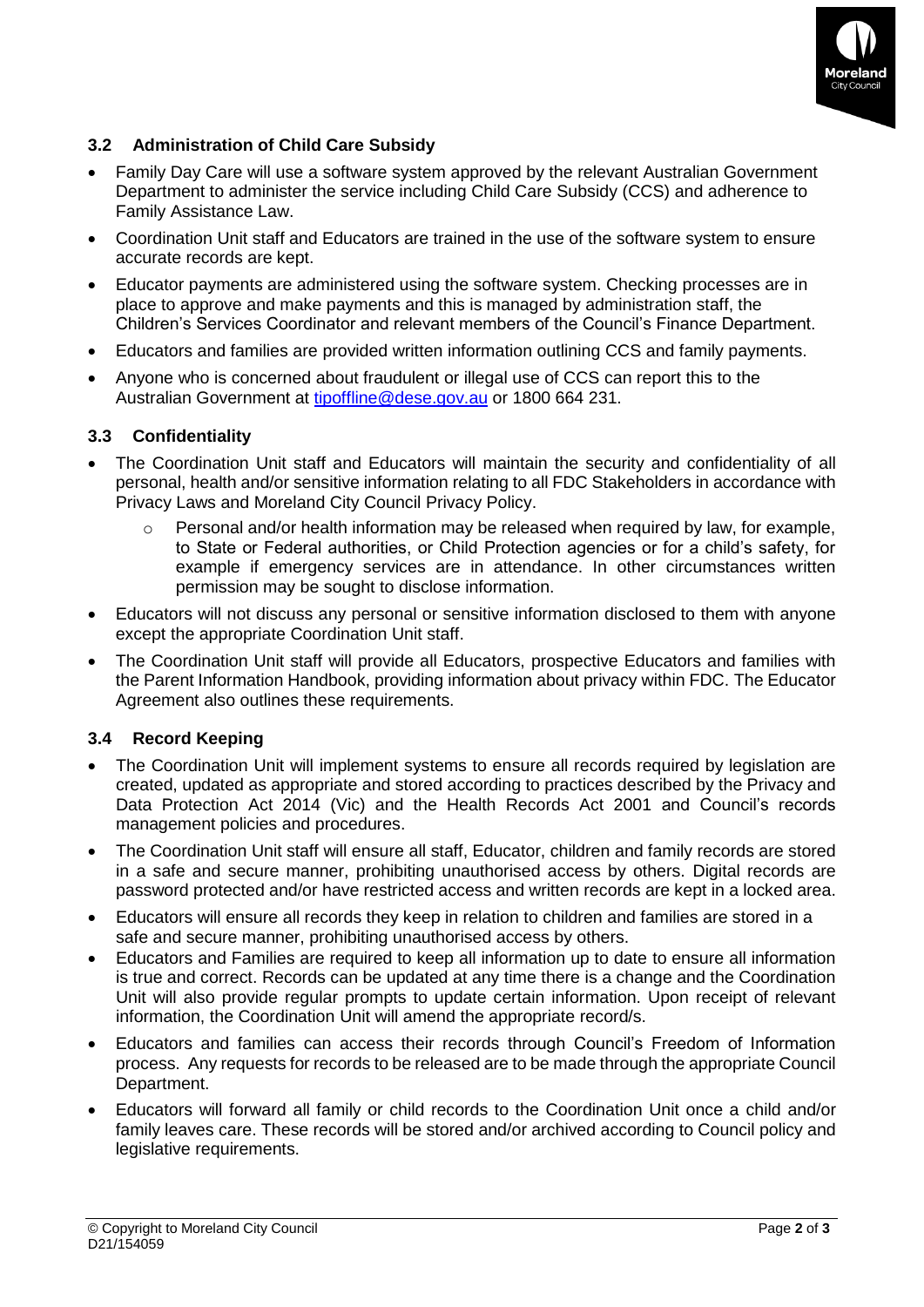### 3.2 Administration of Child Care Subsidy

- Family Day Care will use a software system approved by the relevant Australian Government Department to administer the service including Child Care Subsidy (CCS) and adherence to Family Assistance Law.
- Coordination Unit staff and Educators are trained in the use of the software system to ensure accurate records are kept.
- Educator payments are administered using the software system. Checking processes are in place to approve and make payments and this is managed by administration staff, the Children's Services Coordinator and relevant members of the Council's Finance Department.
- Educators and families are provided written information outlining CCS and family payments.
- Anyone who is concerned about fraudulent or illegal use of CCS can report this to the Australian Government at tipoffline@dese.gov.au or 1800 664 231.

### 3.3 Confidentiality

- The Coordination Unit staff and Educators will maintain the security and confidentiality of all personal, health and/or sensitive information relating to all FDC Stakeholders in accordance with Privacy Laws and Moreland City Council Privacy Policy.
    - Personal and/or health information may be released when required by law, for example, to State or Federal authorities, or Child Protection agencies or for a child's safety, for example if emergency services are in attendance. In other circumstances written permission may be sought to disclose information.
- Educators will not discuss any personal or sensitive information disclosed to them with anyone except the appropriate Coordination Unit staff.
- The Coordination Unit staff will provide all Educators, prospective Educators and families with the Parent Information Handbook, providing information about privacy within FDC. The Educator Agreement also outlines these requirements.

### 3.4 Record Keeping

- The Coordination Unit will implement systems to ensure all records required by legislation are created, updated as appropriate and stored according to practices described by the Privacy and Data Protection Act 2014 (Vic) and the Health Records Act 2001 and Council's records management policies and procedures.
- The Coordination Unit staff will ensure all staff, Educator, children and family records are stored in a safe and secure manner, prohibiting unauthorised access by others. Digital records are password protected and/or have restricted access and written records are kept in a locked area.
- Educators will ensure all records they keep in relation to children and families are stored in a safe and secure manner, prohibiting unauthorised access by others.
- Educators and Families are required to keep all information up to date to ensure all information is true and correct. Records can be updated at any time there is a change and the Coordination Unit will also provide regular prompts to update certain information. Upon receipt of relevant information, the Coordination Unit will amend the appropriate record/s.
- Educators and families can access their records through Council's Freedom of Information process. Any requests for records to be released are to be made through the appropriate Council Department.
- Educators will forward all family or child records to the Coordination Unit once a child and/or family leaves care. These records will be stored and/or archived according to Council policy and legislative requirements.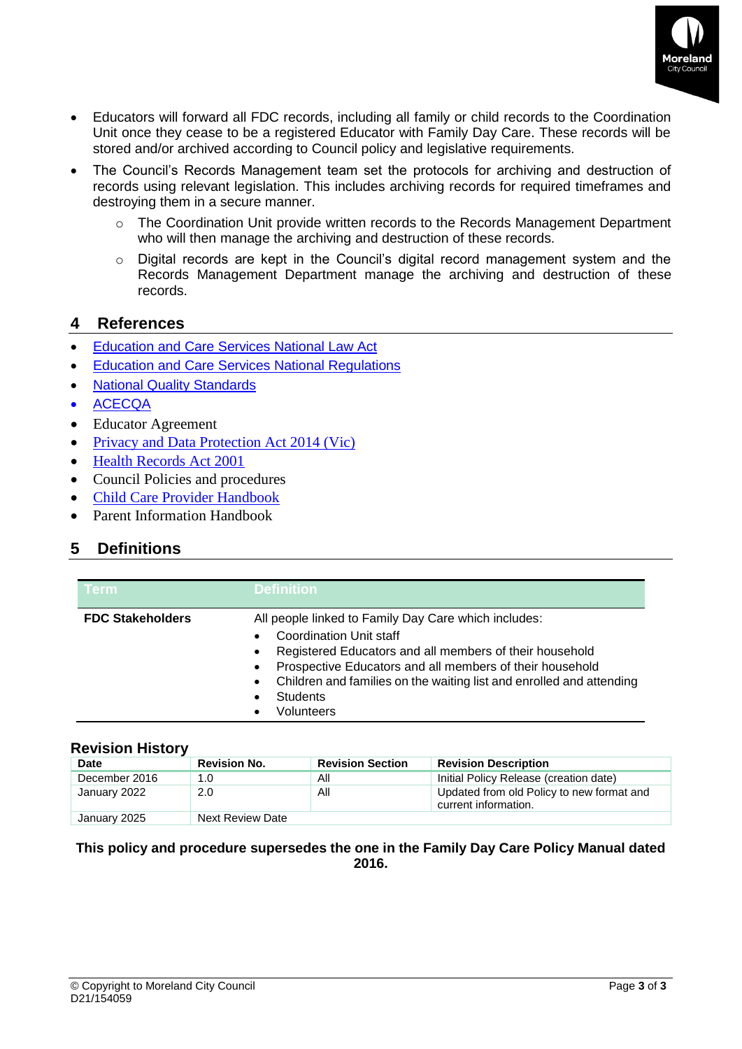- Educators will forward all FDC records, including all family or child records to the Coordination Unit once they cease to be a registered Educator with Family Day Care. These records will be stored and/or archived according to Council policy and legislative requirements.
- The Council's Records Management team set the protocols for archiving and destruction of records using relevant legislation. This includes archiving records for required timeframes and destroying them in a secure manner.
  - The Coordination Unit provide written records to the Records Management Department who will then manage the archiving and destruction of these records.
  - Digital records are kept in the Council's digital record management system and the Records Management Department manage the archiving and destruction of these records.

## 4 References

- Education and Care Services National Law Act
- Education and Care Services National Regulations
- National Quality Standards
- ACECQA
- Educator Agreement
- Privacy and Data Protection Act 2014 (Vic)
- Health Records Act 2001
- Council Policies and procedures
- Child Care Provider Handbook
- Parent Information Handbook

## 5 Definitions

| Term | Definition |
|---|---|
| **FDC Stakeholders** | All people linked to Family Day Care which includes:<br>• Coordination Unit staff<br>• Registered Educators and all members of their household<br>• Prospective Educators and all members of their household<br>• Children and families on the waiting list and enrolled and attending<br>• Students<br>• Volunteers |

### Revision History

| Date | Revision No. | Revision Section | Revision Description |
|---|---|---|---|
| December 2016 | 1.0 | All | Initial Policy Release (creation date) |
| January 2022 | 2.0 | All | Updated from old Policy to new format and current information. |
| January 2025 | Next Review Date | | |

**This policy and procedure supersedes the one in the Family Day Care Policy Manual dated 2016.**

© Copyright to Moreland City Council
D21/154059